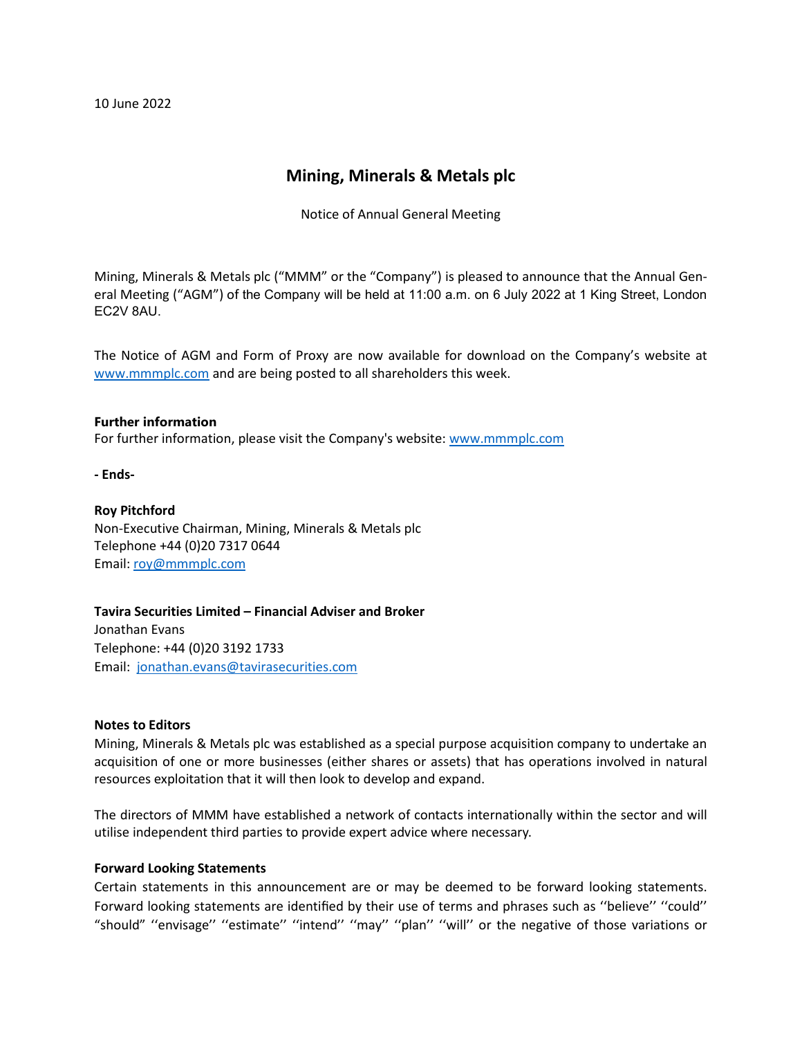10 June 2022

# Mining, Minerals & Metals plc

Notice of Annual General Meeting

Mining, Minerals & Metals plc ("MMM" or the "Company") is pleased to announce that the Annual General Meeting ("AGM") of the Company will be held at 11:00 a.m. on 6 July 2022 at 1 King Street, London EC2V 8AU.

The Notice of AGM and Form of Proxy are now available for download on the Company's website at www.mmmplc.com and are being posted to all shareholders this week.

**Further information**
For further information, please visit the Company's website: www.mmmplc.com

**- Ends-**

**Roy Pitchford**
Non-Executive Chairman, Mining, Minerals & Metals plc
Telephone +44 (0)20 7317 0644
Email: roy@mmmplc.com

**Tavira Securities Limited – Financial Adviser and Broker**
Jonathan Evans
Telephone: +44 (0)20 3192 1733
Email: jonathan.evans@tavirasecurities.com

**Notes to Editors**
Mining, Minerals & Metals plc was established as a special purpose acquisition company to undertake an acquisition of one or more businesses (either shares or assets) that has operations involved in natural resources exploitation that it will then look to develop and expand.

The directors of MMM have established a network of contacts internationally within the sector and will utilise independent third parties to provide expert advice where necessary.

**Forward Looking Statements**
Certain statements in this announcement are or may be deemed to be forward looking statements. Forward looking statements are identified by their use of terms and phrases such as ''believe'' ''could'' "should" ''envisage'' ''estimate'' ''intend'' ''may'' ''plan'' ''will'' or the negative of those variations or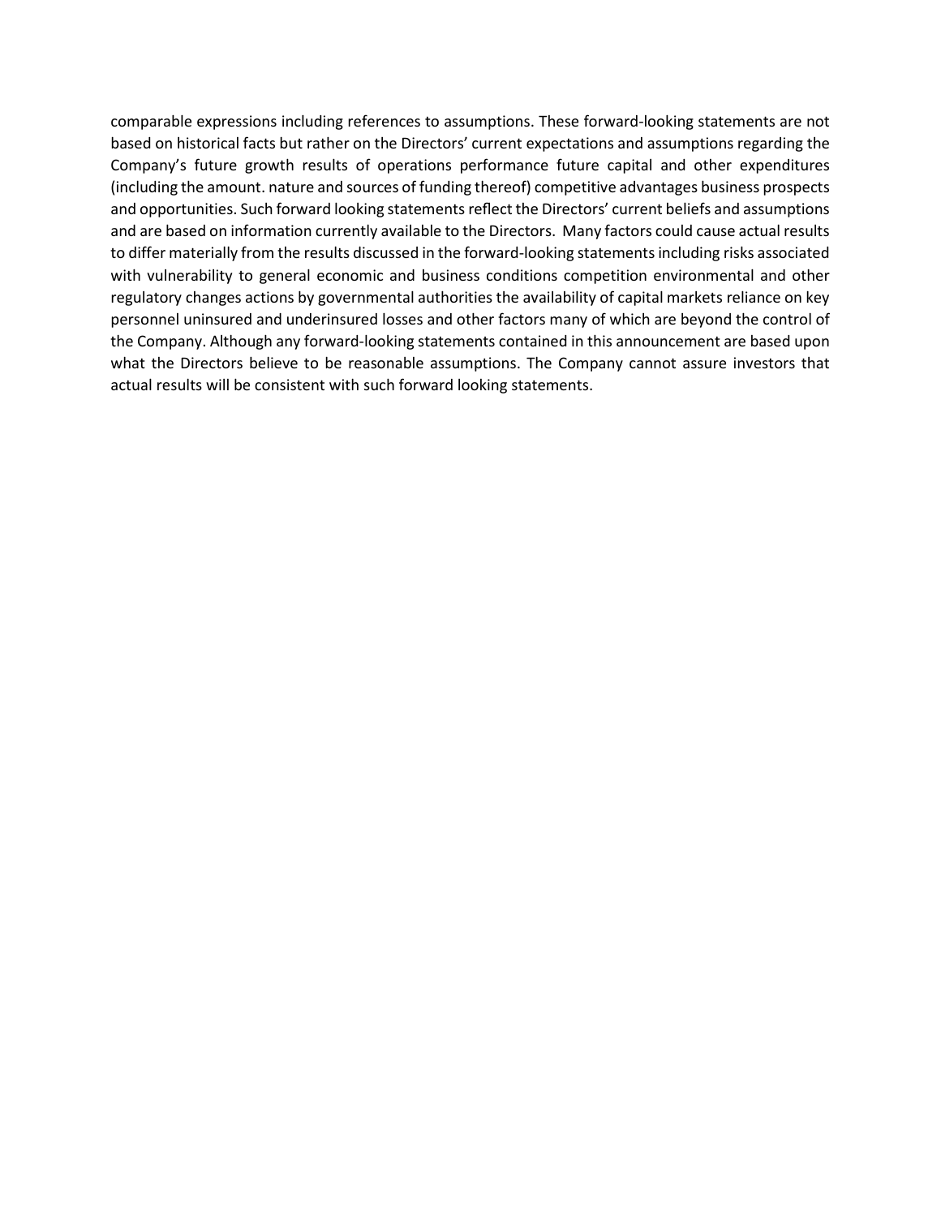comparable expressions including references to assumptions. These forward-looking statements are not based on historical facts but rather on the Directors' current expectations and assumptions regarding the Company's future growth results of operations performance future capital and other expenditures (including the amount. nature and sources of funding thereof) competitive advantages business prospects and opportunities. Such forward looking statements reflect the Directors' current beliefs and assumptions and are based on information currently available to the Directors. Many factors could cause actual results to differ materially from the results discussed in the forward-looking statements including risks associated with vulnerability to general economic and business conditions competition environmental and other regulatory changes actions by governmental authorities the availability of capital markets reliance on key personnel uninsured and underinsured losses and other factors many of which are beyond the control of the Company. Although any forward-looking statements contained in this announcement are based upon what the Directors believe to be reasonable assumptions. The Company cannot assure investors that actual results will be consistent with such forward looking statements.